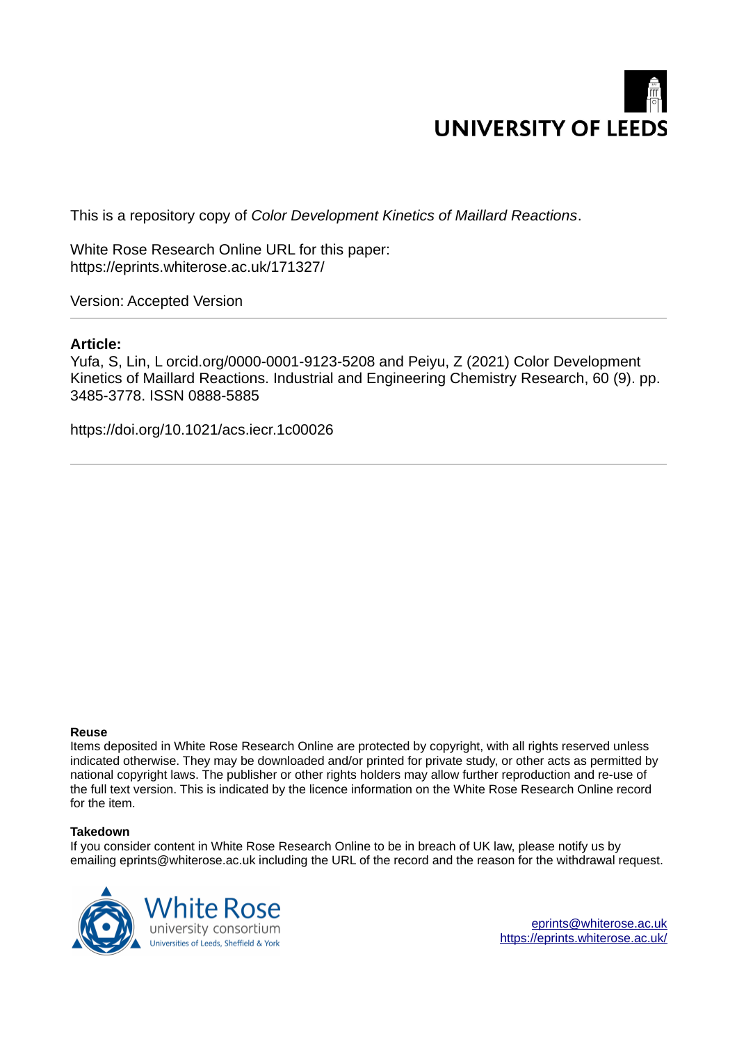UNIVERSITY OF LEEDS

This is a repository copy of *Color Development Kinetics of Maillard Reactions*.

White Rose Research Online URL for this paper:
https://eprints.whiterose.ac.uk/171327/

Version: Accepted Version

---

**Article:**

Yufa, S, Lin, L orcid.org/0000-0001-9123-5208 and Peiyu, Z (2021) Color Development Kinetics of Maillard Reactions. Industrial and Engineering Chemistry Research, 60 (9). pp. 3485-3778. ISSN 0888-5885

https://doi.org/10.1021/acs.iecr.1c00026

---

**Reuse**

Items deposited in White Rose Research Online are protected by copyright, with all rights reserved unless indicated otherwise. They may be downloaded and/or printed for private study, or other acts as permitted by national copyright laws. The publisher or other rights holders may allow further reproduction and re-use of the full text version. This is indicated by the licence information on the White Rose Research Online record for the item.

**Takedown**

If you consider content in White Rose Research Online to be in breach of UK law, please notify us by emailing eprints@whiterose.ac.uk including the URL of the record and the reason for the withdrawal request.

White Rose university consortium
Universities of Leeds, Sheffield & York

eprints@whiterose.ac.uk
https://eprints.whiterose.ac.uk/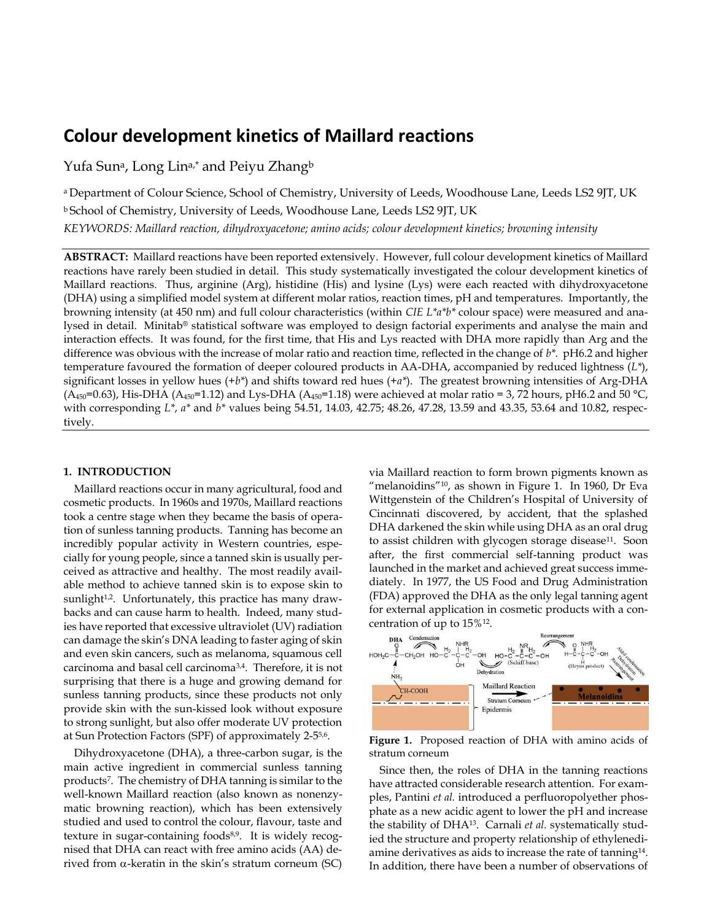# Colour development kinetics of Maillard reactions

Yufa Sun[a], Long Lin[a,*] and Peiyu Zhang[b]

[a] Department of Colour Science, School of Chemistry, University of Leeds, Woodhouse Lane, Leeds LS2 9JT, UK

[b] School of Chemistry, University of Leeds, Woodhouse Lane, Leeds LS2 9JT, UK

*KEYWORDS: Maillard reaction, dihydroxyacetone; amino acids; colour development kinetics; browning intensity*

**ABSTRACT:** Maillard reactions have been reported extensively. However, full colour development kinetics of Maillard reactions have rarely been studied in detail. This study systematically investigated the colour development kinetics of Maillard reactions. Thus, arginine (Arg), histidine (His) and lysine (Lys) were each reacted with dihydroxyacetone (DHA) using a simplified model system at different molar ratios, reaction times, pH and temperatures. Importantly, the browning intensity (at 450 nm) and full colour characteristics (within *CIE L\*a\*b\** colour space) were measured and analysed in detail. Minitab® statistical software was employed to design factorial experiments and analyse the main and interaction effects. It was found, for the first time, that His and Lys reacted with DHA more rapidly than Arg and the difference was obvious with the increase of molar ratio and reaction time, reflected in the change of *b\**. pH6.2 and higher temperature favoured the formation of deeper coloured products in AA-DHA, accompanied by reduced lightness (*L\**), significant losses in yellow hues (+*b\**) and shifts toward red hues (+*a\**). The greatest browning intensities of Arg-DHA ($A_{450}$=0.63), His-DHA ($A_{450}$=1.12) and Lys-DHA ($A_{450}$=1.18) were achieved at molar ratio = 3, 72 hours, pH6.2 and 50 °C, with corresponding *L\**, *a\** and *b\** values being 54.51, 14.03, 42.75; 48.26, 47.28, 13.59 and 43.35, 53.64 and 10.82, respectively.

## 1. INTRODUCTION

Maillard reactions occur in many agricultural, food and cosmetic products. In 1960s and 1970s, Maillard reactions took a centre stage when they became the basis of operation of sunless tanning products. Tanning has become an incredibly popular activity in Western countries, especially for young people, since a tanned skin is usually perceived as attractive and healthy. The most readily available method to achieve tanned skin is to expose skin to sunlight[1,2]. Unfortunately, this practice has many drawbacks and can cause harm to health. Indeed, many studies have reported that excessive ultraviolet (UV) radiation can damage the skin's DNA leading to faster aging of skin and even skin cancers, such as melanoma, squamous cell carcinoma and basal cell carcinoma[3,4]. Therefore, it is not surprising that there is a huge and growing demand for sunless tanning products, since these products not only provide skin with the sun-kissed look without exposure to strong sunlight, but also offer moderate UV protection at Sun Protection Factors (SPF) of approximately 2-5[5,6].

Dihydroxyacetone (DHA), a three-carbon sugar, is the main active ingredient in commercial sunless tanning products[7]. The chemistry of DHA tanning is similar to the well-known Maillard reaction (also known as nonenzymatic browning reaction), which has been extensively studied and used to control the colour, flavour, taste and texture in sugar-containing foods[8,9]. It is widely recognised that DHA can react with free amino acids (AA) derived from α-keratin in the skin's stratum corneum (SC) via Maillard reaction to form brown pigments known as "melanoidins"[10], as shown in Figure 1. In 1960, Dr Eva Wittgenstein of the Children's Hospital of University of Cincinnati discovered, by accident, that the splashed DHA darkened the skin while using DHA as an oral drug to assist children with glycogen storage disease[11]. Soon after, the first commercial self-tanning product was launched in the market and achieved great success immediately. In 1977, the US Food and Drug Administration (FDA) approved the DHA as the only legal tanning agent for external application in cosmetic products with a concentration of up to 15%[12].

**Figure 1.** Proposed reaction of DHA with amino acids of stratum corneum

Since then, the roles of DHA in the tanning reactions have attracted considerable research attention. For examples, Pantini *et al.* introduced a perfluoropolyether phosphate as a new acidic agent to lower the pH and increase the stability of DHA[13]. Carnali *et al.* systematically studied the structure and property relationship of ethylenediamine derivatives as aids to increase the rate of tanning[14]. In addition, there have been a number of observations of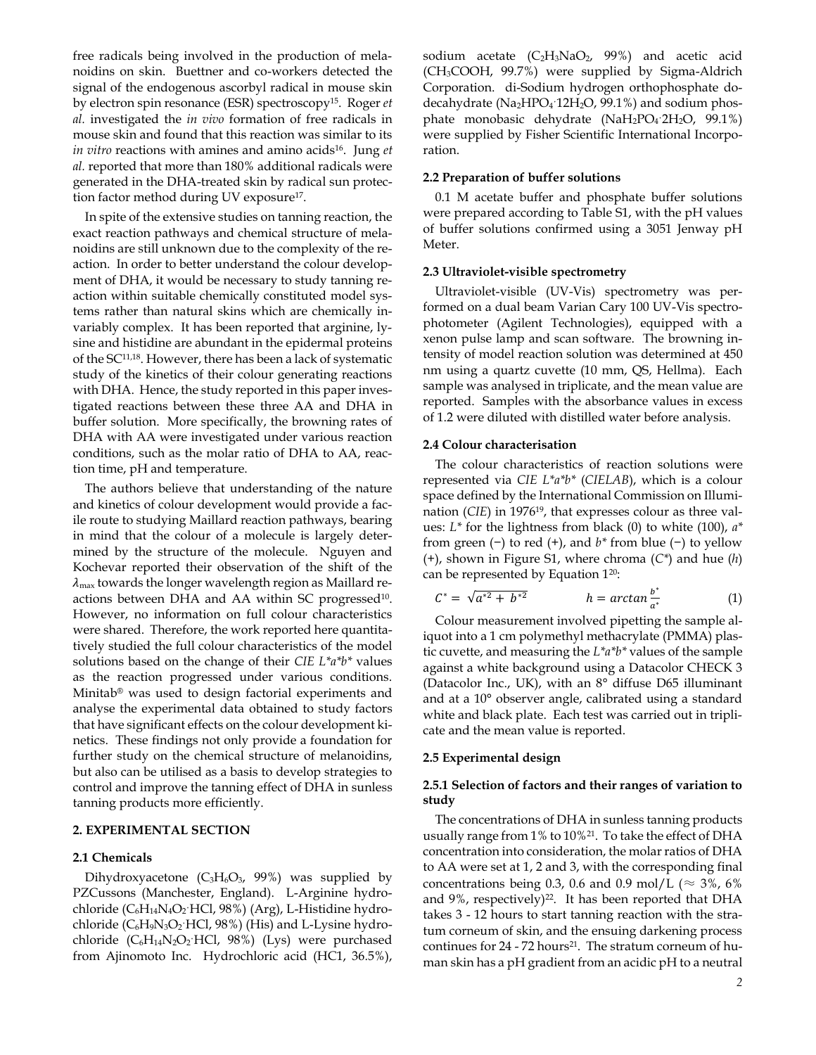free radicals being involved in the production of melanoidins on skin. Buettner and co-workers detected the signal of the endogenous ascorbyl radical in mouse skin by electron spin resonance (ESR) spectroscopy[15]. Roger *et al.* investigated the *in vivo* formation of free radicals in mouse skin and found that this reaction was similar to its *in vitro* reactions with amines and amino acids[16]. Jung *et al.* reported that more than 180% additional radicals were generated in the DHA-treated skin by radical sun protection factor method during UV exposure[17].

In spite of the extensive studies on tanning reaction, the exact reaction pathways and chemical structure of melanoidins are still unknown due to the complexity of the reaction. In order to better understand the colour development of DHA, it would be necessary to study tanning reaction within suitable chemically constituted model systems rather than natural skins which are chemically invariably complex. It has been reported that arginine, lysine and histidine are abundant in the epidermal proteins of the SC[11,18]. However, there has been a lack of systematic study of the kinetics of their colour generating reactions with DHA. Hence, the study reported in this paper investigated reactions between these three AA and DHA in buffer solution. More specifically, the browning rates of DHA with AA were investigated under various reaction conditions, such as the molar ratio of DHA to AA, reaction time, pH and temperature.

The authors believe that understanding of the nature and kinetics of colour development would provide a facile route to studying Maillard reaction pathways, bearing in mind that the colour of a molecule is largely determined by the structure of the molecule. Nguyen and Kochevar reported their observation of the shift of the $\lambda_{max}$ towards the longer wavelength region as Maillard reactions between DHA and AA within SC progressed[10]. However, no information on full colour characteristics were shared. Therefore, the work reported here quantitatively studied the full colour characteristics of the model solutions based on the change of their *CIE L\*a\*b\** values as the reaction progressed under various conditions. Minitab® was used to design factorial experiments and analyse the experimental data obtained to study factors that have significant effects on the colour development kinetics. These findings not only provide a foundation for further study on the chemical structure of melanoidins, but also can be utilised as a basis to develop strategies to control and improve the tanning effect of DHA in sunless tanning products more efficiently.

## 2. EXPERIMENTAL SECTION

### 2.1 Chemicals

Dihydroxyacetone ($C_3H_6O_3$, 99%) was supplied by PZCussons (Manchester, England). L-Arginine hydrochloride ($C_6H_{14}N_4O_2{\cdot}HCl$, 98%) (Arg), L-Histidine hydrochloride ($C_6H_9N_3O_2{\cdot}HCl$, 98%) (His) and L-Lysine hydrochloride ($C_6H_{14}N_2O_2{\cdot}HCl$, 98%) (Lys) were purchased from Ajinomoto Inc. Hydrochloric acid (HC1, 36.5%), sodium acetate ($C_2H_3NaO_2$, 99%) and acetic acid ($CH_3COOH$, 99.7%) were supplied by Sigma-Aldrich Corporation. di-Sodium hydrogen orthophosphate dodecahydrate ($Na_2HPO_4{\cdot}12H_2O$, 99.1%) and sodium phosphate monobasic dehydrate ($NaH_2PO_4{\cdot}2H_2O$, 99.1%) were supplied by Fisher Scientific International Incorporation.

### 2.2 Preparation of buffer solutions

0.1 M acetate buffer and phosphate buffer solutions were prepared according to Table S1, with the pH values of buffer solutions confirmed using a 3051 Jenway pH Meter.

### 2.3 Ultraviolet-visible spectrometry

Ultraviolet-visible (UV-Vis) spectrometry was performed on a dual beam Varian Cary 100 UV-Vis spectrophotometer (Agilent Technologies), equipped with a xenon pulse lamp and scan software. The browning intensity of model reaction solution was determined at 450 nm using a quartz cuvette (10 mm, QS, Hellma). Each sample was analysed in triplicate, and the mean value are reported. Samples with the absorbance values in excess of 1.2 were diluted with distilled water before analysis.

### 2.4 Colour characterisation

The colour characteristics of reaction solutions were represented via *CIE L\*a\*b\** (*CIELAB*), which is a colour space defined by the International Commission on Illumination (*CIE*) in 1976[19], that expresses colour as three values: $L^*$ for the lightness from black (0) to white (100), $a^*$ from green (−) to red (+), and $b^*$ from blue (−) to yellow (+), shown in Figure S1, where chroma ($C^*$) and hue ($h$) can be represented by Equation 1[20]:

$$C^* = \sqrt{a^{*2} + b^{*2}} \qquad h = \arctan\frac{b^*}{a^*} \tag{1}$$

Colour measurement involved pipetting the sample aliquot into a 1 cm polymethyl methacrylate (PMMA) plastic cuvette, and measuring the *L\*a\*b\** values of the sample against a white background using a Datacolor CHECK 3 (Datacolor Inc., UK), with an 8° diffuse D65 illuminant and at a 10° observer angle, calibrated using a standard white and black plate. Each test was carried out in triplicate and the mean value is reported.

### 2.5 Experimental design

#### 2.5.1 Selection of factors and their ranges of variation to study

The concentrations of DHA in sunless tanning products usually range from 1% to 10%[21]. To take the effect of DHA concentration into consideration, the molar ratios of DHA to AA were set at 1, 2 and 3, with the corresponding final concentrations being 0.3, 0.6 and 0.9 mol/L (≈ 3%, 6% and 9%, respectively)[22]. It has been reported that DHA takes 3 - 12 hours to start tanning reaction with the stratum corneum of skin, and the ensuing darkening process continues for 24 - 72 hours[21]. The stratum corneum of human skin has a pH gradient from an acidic pH to a neutral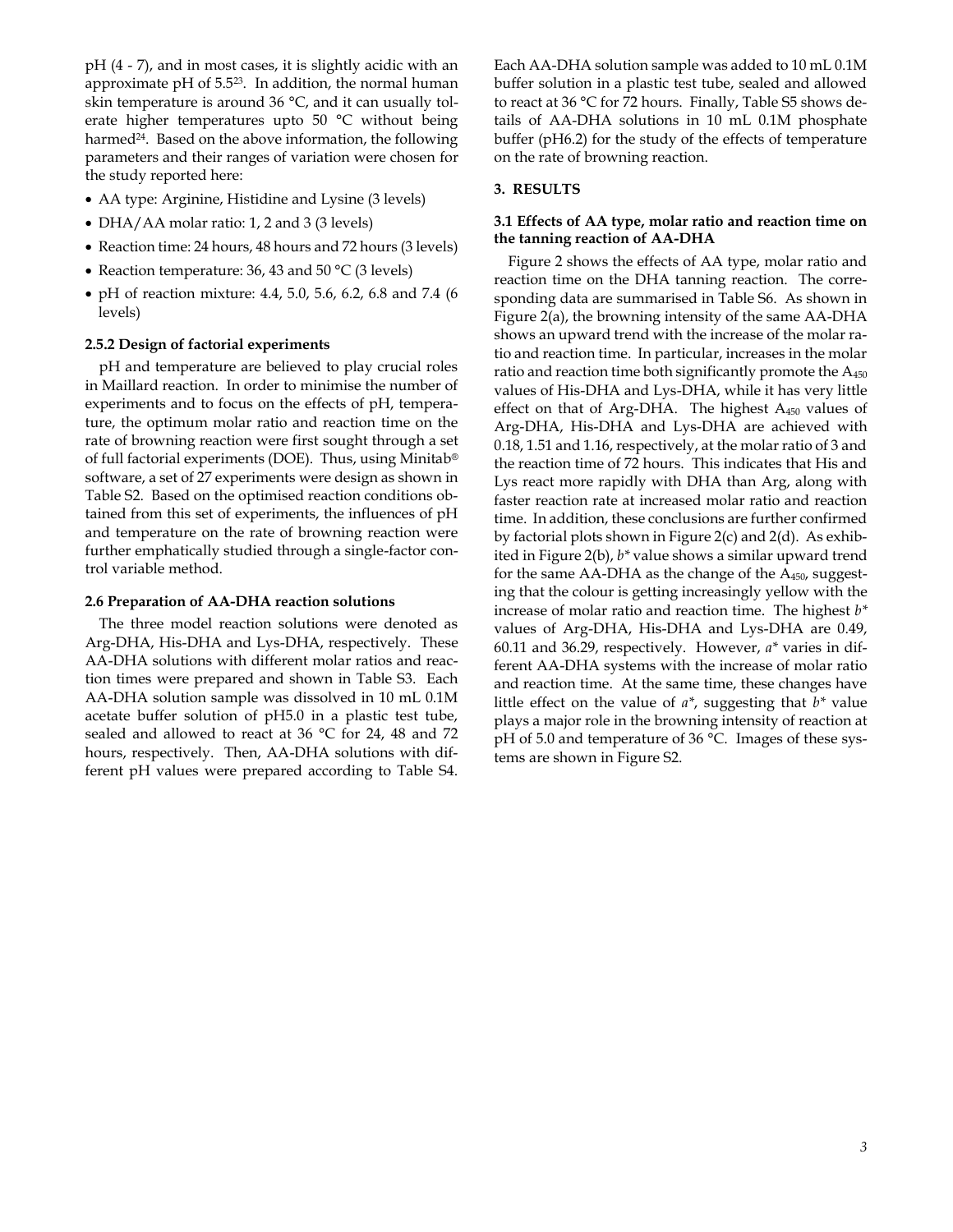pH (4 - 7), and in most cases, it is slightly acidic with an approximate pH of 5.5[23]. In addition, the normal human skin temperature is around 36 °C, and it can usually tolerate higher temperatures upto 50 °C without being harmed[24]. Based on the above information, the following parameters and their ranges of variation were chosen for the study reported here:

- AA type: Arginine, Histidine and Lysine (3 levels)
- DHA/AA molar ratio: 1, 2 and 3 (3 levels)
- Reaction time: 24 hours, 48 hours and 72 hours (3 levels)
- Reaction temperature: 36, 43 and 50 °C (3 levels)
- pH of reaction mixture: 4.4, 5.0, 5.6, 6.2, 6.8 and 7.4 (6 levels)

### 2.5.2 Design of factorial experiments

pH and temperature are believed to play crucial roles in Maillard reaction. In order to minimise the number of experiments and to focus on the effects of pH, temperature, the optimum molar ratio and reaction time on the rate of browning reaction were first sought through a set of full factorial experiments (DOE). Thus, using Minitab® software, a set of 27 experiments were design as shown in Table S2. Based on the optimised reaction conditions obtained from this set of experiments, the influences of pH and temperature on the rate of browning reaction were further emphatically studied through a single-factor control variable method.

### 2.6 Preparation of AA-DHA reaction solutions

The three model reaction solutions were denoted as Arg-DHA, His-DHA and Lys-DHA, respectively. These AA-DHA solutions with different molar ratios and reaction times were prepared and shown in Table S3. Each AA-DHA solution sample was dissolved in 10 mL 0.1M acetate buffer solution of pH5.0 in a plastic test tube, sealed and allowed to react at 36 °C for 24, 48 and 72 hours, respectively. Then, AA-DHA solutions with different pH values were prepared according to Table S4. Each AA-DHA solution sample was added to 10 mL 0.1M buffer solution in a plastic test tube, sealed and allowed to react at 36 °C for 72 hours. Finally, Table S5 shows details of AA-DHA solutions in 10 mL 0.1M phosphate buffer (pH6.2) for the study of the effects of temperature on the rate of browning reaction.

## 3. RESULTS

### 3.1 Effects of AA type, molar ratio and reaction time on the tanning reaction of AA-DHA

Figure 2 shows the effects of AA type, molar ratio and reaction time on the DHA tanning reaction. The corresponding data are summarised in Table S6. As shown in Figure 2(a), the browning intensity of the same AA-DHA shows an upward trend with the increase of the molar ratio and reaction time. In particular, increases in the molar ratio and reaction time both significantly promote the $A_{450}$ values of His-DHA and Lys-DHA, while it has very little effect on that of Arg-DHA. The highest $A_{450}$ values of Arg-DHA, His-DHA and Lys-DHA are achieved with 0.18, 1.51 and 1.16, respectively, at the molar ratio of 3 and the reaction time of 72 hours. This indicates that His and Lys react more rapidly with DHA than Arg, along with faster reaction rate at increased molar ratio and reaction time. In addition, these conclusions are further confirmed by factorial plots shown in Figure 2(c) and 2(d). As exhibited in Figure 2(b), $b^*$ value shows a similar upward trend for the same AA-DHA as the change of the $A_{450}$, suggesting that the colour is getting increasingly yellow with the increase of molar ratio and reaction time. The highest $b^*$ values of Arg-DHA, His-DHA and Lys-DHA are 0.49, 60.11 and 36.29, respectively. However, $a^*$ varies in different AA-DHA systems with the increase of molar ratio and reaction time. At the same time, these changes have little effect on the value of $a^*$, suggesting that $b^*$ value plays a major role in the browning intensity of reaction at pH of 5.0 and temperature of 36 °C. Images of these systems are shown in Figure S2.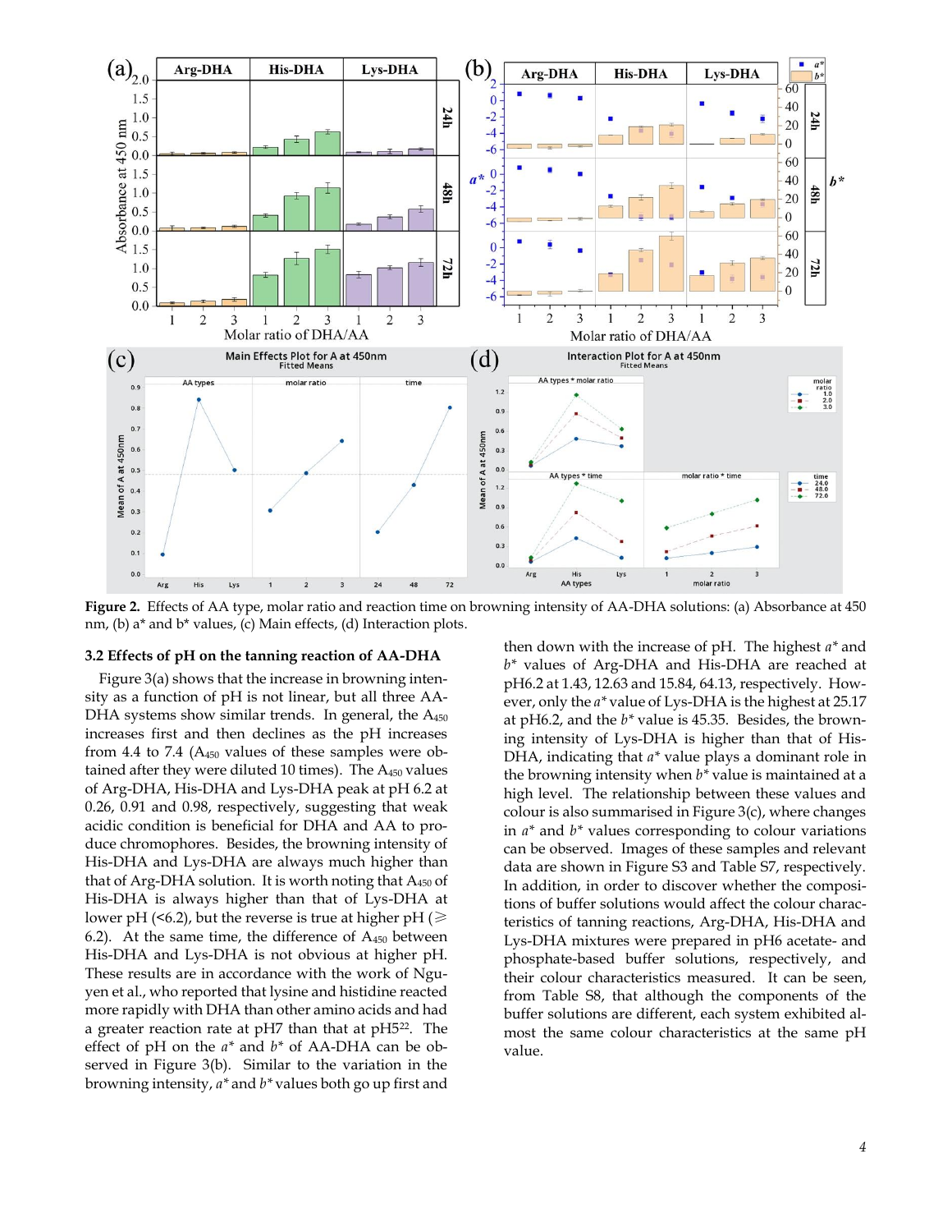**Figure 2.** Effects of AA type, molar ratio and reaction time on browning intensity of AA-DHA solutions: (a) Absorbance at 450 nm, (b) a* and b* values, (c) Main effects, (d) Interaction plots.

### 3.2 Effects of pH on the tanning reaction of AA-DHA

Figure 3(a) shows that the increase in browning intensity as a function of pH is not linear, but all three AA-DHA systems show similar trends. In general, the $A_{450}$ increases first and then declines as the pH increases from 4.4 to 7.4 ($A_{450}$ values of these samples were obtained after they were diluted 10 times). The $A_{450}$ values of Arg-DHA, His-DHA and Lys-DHA peak at pH 6.2 at 0.26, 0.91 and 0.98, respectively, suggesting that weak acidic condition is beneficial for DHA and AA to produce chromophores. Besides, the browning intensity of His-DHA and Lys-DHA are always much higher than that of Arg-DHA solution. It is worth noting that $A_{450}$ of His-DHA is always higher than that of Lys-DHA at lower pH (<6.2), but the reverse is true at higher pH (⩾ 6.2). At the same time, the difference of $A_{450}$ between His-DHA and Lys-DHA is not obvious at higher pH. These results are in accordance with the work of Nguyen et al., who reported that lysine and histidine reacted more rapidly with DHA than other amino acids and had a greater reaction rate at pH7 than that at pH5[22]. The effect of pH on the *a** and *b** of AA-DHA can be observed in Figure 3(b). Similar to the variation in the browning intensity, *a** and *b** values both go up first and then down with the increase of pH. The highest *a** and *b** values of Arg-DHA and His-DHA are reached at pH6.2 at 1.43, 12.63 and 15.84, 64.13, respectively. However, only the *a** value of Lys-DHA is the highest at 25.17 at pH6.2, and the *b** value is 45.35. Besides, the browning intensity of Lys-DHA is higher than that of His-DHA, indicating that *a** value plays a dominant role in the browning intensity when *b** value is maintained at a high level. The relationship between these values and colour is also summarised in Figure 3(c), where changes in *a** and *b** values corresponding to colour variations can be observed. Images of these samples and relevant data are shown in Figure S3 and Table S7, respectively. In addition, in order to discover whether the compositions of buffer solutions would affect the colour characteristics of tanning reactions, Arg-DHA, His-DHA and Lys-DHA mixtures were prepared in pH6 acetate- and phosphate-based buffer solutions, respectively, and their colour characteristics measured. It can be seen, from Table S8, that although the components of the buffer solutions are different, each system exhibited almost the same colour characteristics at the same pH value.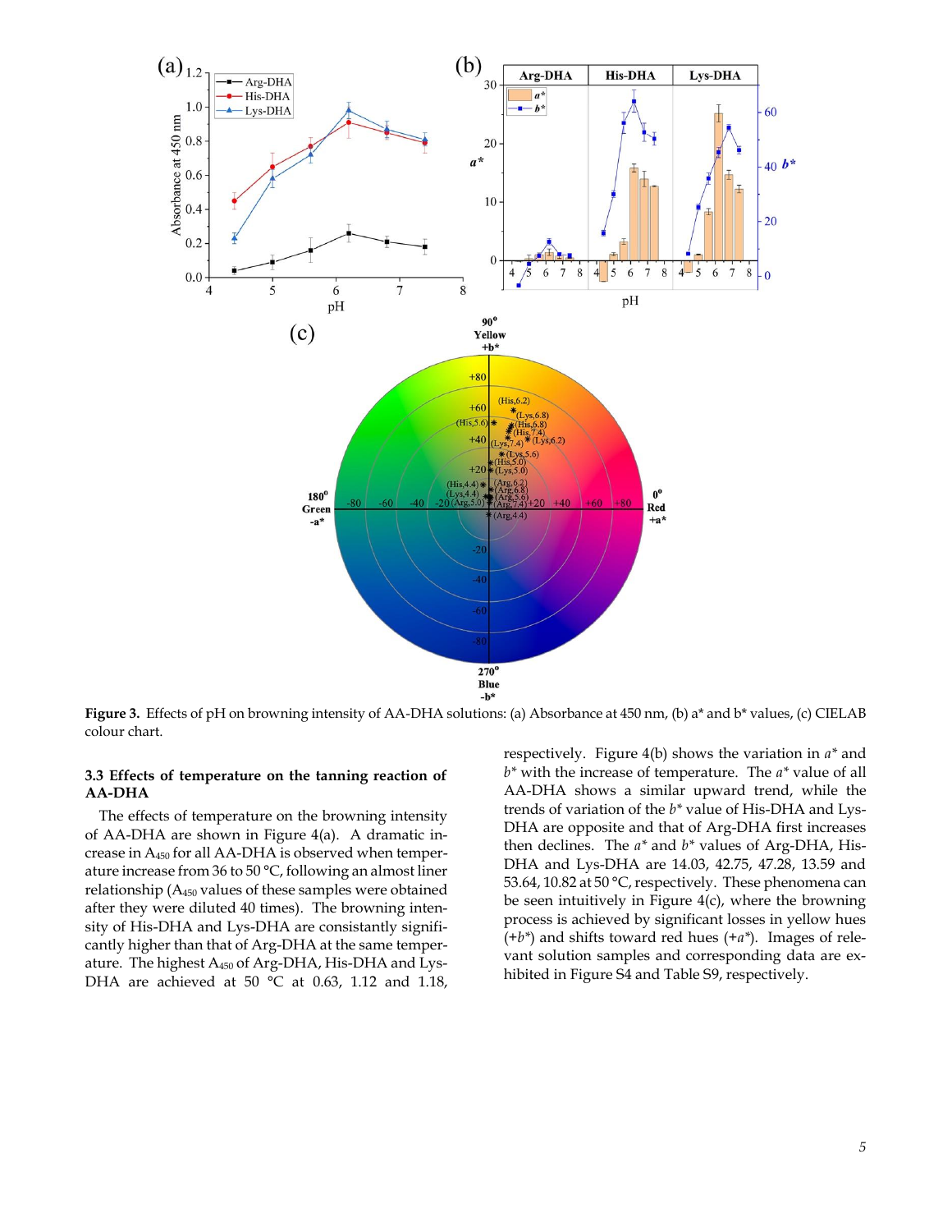**Figure 3.** Effects of pH on browning intensity of AA-DHA solutions: (a) Absorbance at 450 nm, (b) a* and b* values, (c) CIELAB colour chart.

### 3.3 Effects of temperature on the tanning reaction of AA-DHA

The effects of temperature on the browning intensity of AA-DHA are shown in Figure 4(a). A dramatic increase in $A_{450}$ for all AA-DHA is observed when temperature increase from 36 to 50 °C, following an almost liner relationship ($A_{450}$ values of these samples were obtained after they were diluted 40 times). The browning intensity of His-DHA and Lys-DHA are consistantly significantly higher than that of Arg-DHA at the same temperature. The highest $A_{450}$ of Arg-DHA, His-DHA and Lys-DHA are achieved at 50 °C at 0.63, 1.12 and 1.18, respectively. Figure 4(b) shows the variation in *a** and *b** with the increase of temperature. The *a** value of all AA-DHA shows a similar upward trend, while the trends of variation of the *b** value of His-DHA and Lys-DHA are opposite and that of Arg-DHA first increases then declines. The *a** and *b** values of Arg-DHA, His-DHA and Lys-DHA are 14.03, 42.75, 47.28, 13.59 and 53.64, 10.82 at 50 °C, respectively. These phenomena can be seen intuitively in Figure 4(c), where the browning process is achieved by significant losses in yellow hues (+*b**) and shifts toward red hues (+*a**). Images of relevant solution samples and corresponding data are exhibited in Figure S4 and Table S9, respectively.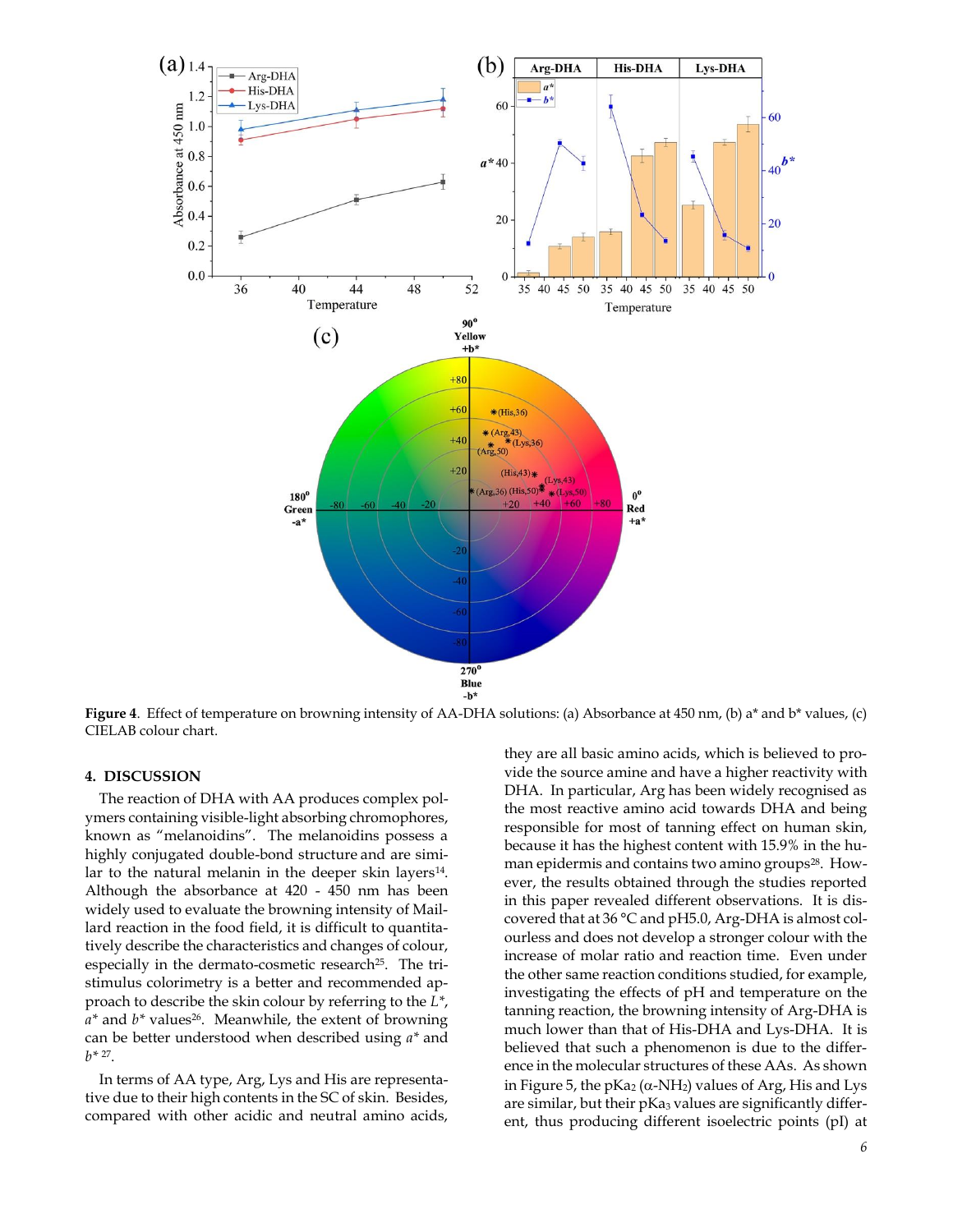**Figure 4**. Effect of temperature on browning intensity of AA-DHA solutions: (a) Absorbance at 450 nm, (b) a* and b* values, (c) CIELAB colour chart.

## 4. DISCUSSION

The reaction of DHA with AA produces complex polymers containing visible-light absorbing chromophores, known as "melanoidins". The melanoidins possess a highly conjugated double-bond structure and are similar to the natural melanin in the deeper skin layers[14]. Although the absorbance at 420 - 450 nm has been widely used to evaluate the browning intensity of Maillard reaction in the food field, it is difficult to quantitatively describe the characteristics and changes of colour, especially in the dermato-cosmetic research[25]. The tristimulus colorimetry is a better and recommended approach to describe the skin colour by referring to the *L**, *a** and *b** values[26]. Meanwhile, the extent of browning can be better understood when described using *a** and *b**[27].

In terms of AA type, Arg, Lys and His are representative due to their high contents in the SC of skin. Besides, compared with other acidic and neutral amino acids, they are all basic amino acids, which is believed to provide the source amine and have a higher reactivity with DHA. In particular, Arg has been widely recognised as the most reactive amino acid towards DHA and being responsible for most of tanning effect on human skin, because it has the highest content with 15.9% in the human epidermis and contains two amino groups[28]. However, the results obtained through the studies reported in this paper revealed different observations. It is discovered that at 36 °C and pH5.0, Arg-DHA is almost colourless and does not develop a stronger colour with the increase of molar ratio and reaction time. Even under the other same reaction conditions studied, for example, investigating the effects of pH and temperature on the tanning reaction, the browning intensity of Arg-DHA is much lower than that of His-DHA and Lys-DHA. It is believed that such a phenomenon is due to the difference in the molecular structures of these AAs. As shown in Figure 5, the $pKa_2$ (α-$NH_2$) values of Arg, His and Lys are similar, but their $pKa_3$ values are significantly different, thus producing different isoelectric points (pI) at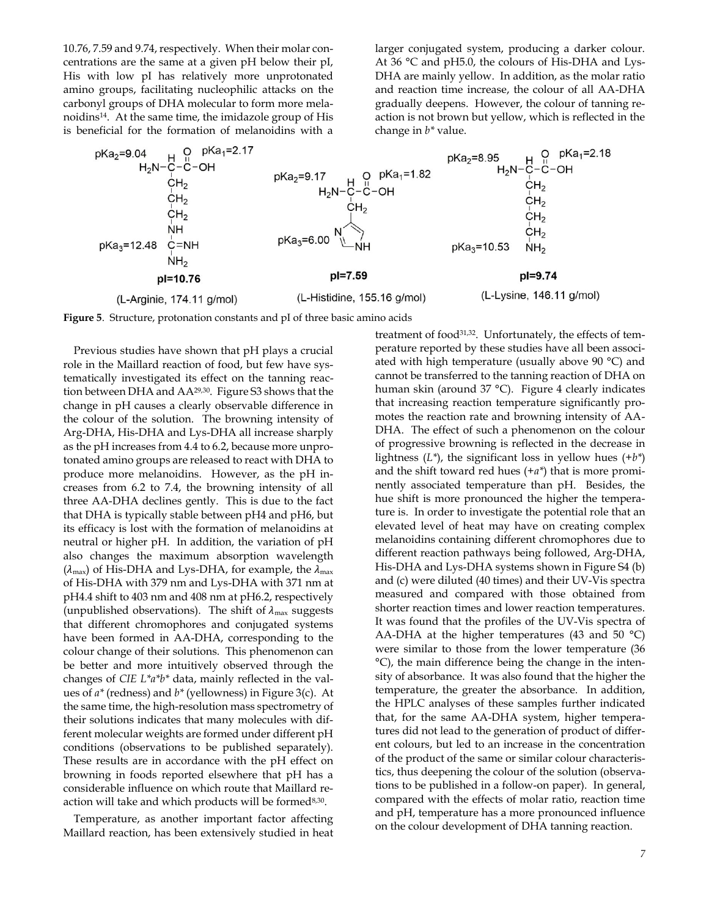10.76, 7.59 and 9.74, respectively. When their molar concentrations are the same at a given pH below their pI, His with low pI has relatively more unprotonated amino groups, facilitating nucleophilic attacks on the carbonyl groups of DHA molecular to form more melanoidins[14]. At the same time, the imidazole group of His is beneficial for the formation of melanoidins with a larger conjugated system, producing a darker colour. At 36 °C and pH5.0, the colours of His-DHA and Lys-DHA are mainly yellow. In addition, as the molar ratio and reaction time increase, the colour of all AA-DHA gradually deepens. However, the colour of tanning reaction is not brown but yellow, which is reflected in the change in *b** value.

pKa2=9.04, pKa1=2.17, pKa3=12.48, pI=10.76 (L-Arginie, 174.11 g/mol)

pKa2=9.17, pKa1=1.82, pKa3=6.00, pI=7.59 (L-Histidine, 155.16 g/mol)

pKa2=8.95, pKa1=2.18, pKa3=10.53, pI=9.74 (L-Lysine, 146.11 g/mol)

**Figure 5**. Structure, protonation constants and pI of three basic amino acids

Previous studies have shown that pH plays a crucial role in the Maillard reaction of food, but few have systematically investigated its effect on the tanning reaction between DHA and AA[29,30]. Figure S3 shows that the change in pH causes a clearly observable difference in the colour of the solution. The browning intensity of Arg-DHA, His-DHA and Lys-DHA all increase sharply as the pH increases from 4.4 to 6.2, because more unprotonated amino groups are released to react with DHA to produce more melanoidins. However, as the pH increases from 6.2 to 7.4, the browning intensity of all three AA-DHA declines gently. This is due to the fact that DHA is typically stable between pH4 and pH6, but its efficacy is lost with the formation of melanoidins at neutral or higher pH. In addition, the variation of pH also changes the maximum absorption wavelength ($\lambda_{max}$) of His-DHA and Lys-DHA, for example, the $\lambda_{max}$ of His-DHA with 379 nm and Lys-DHA with 371 nm at pH4.4 shift to 403 nm and 408 nm at pH6.2, respectively (unpublished observations). The shift of $\lambda_{max}$ suggests that different chromophores and conjugated systems have been formed in AA-DHA, corresponding to the colour change of their solutions. This phenomenon can be better and more intuitively observed through the changes of *CIE L*a*b** data, mainly reflected in the values of *a** (redness) and *b** (yellowness) in Figure 3(c). At the same time, the high-resolution mass spectrometry of their solutions indicates that many molecules with different molecular weights are formed under different pH conditions (observations to be published separately). These results are in accordance with the pH effect on browning in foods reported elsewhere that pH has a considerable influence on which route that Maillard reaction will take and which products will be formed[8,30].

Temperature, as another important factor affecting Maillard reaction, has been extensively studied in heat treatment of food[31,32]. Unfortunately, the effects of temperature reported by these studies have all been associated with high temperature (usually above 90 °C) and cannot be transferred to the tanning reaction of DHA on human skin (around 37 °C). Figure 4 clearly indicates that increasing reaction temperature significantly promotes the reaction rate and browning intensity of AA-DHA. The effect of such a phenomenon on the colour of progressive browning is reflected in the decrease in lightness (*L**), the significant loss in yellow hues (+*b**) and the shift toward red hues (+*a**) that is more prominently associated temperature than pH. Besides, the hue shift is more pronounced the higher the temperature is. In order to investigate the potential role that an elevated level of heat may have on creating complex melanoidins containing different chromophores due to different reaction pathways being followed, Arg-DHA, His-DHA and Lys-DHA systems shown in Figure S4 (b) and (c) were diluted (40 times) and their UV-Vis spectra measured and compared with those obtained from shorter reaction times and lower reaction temperatures. It was found that the profiles of the UV-Vis spectra of AA-DHA at the higher temperatures (43 and 50 °C) were similar to those from the lower temperature (36 °C), the main difference being the change in the intensity of absorbance. It was also found that the higher the temperature, the greater the absorbance. In addition, the HPLC analyses of these samples further indicated that, for the same AA-DHA system, higher temperatures did not lead to the generation of product of different colours, but led to an increase in the concentration of the product of the same or similar colour characteristics, thus deepening the colour of the solution (observations to be published in a follow-on paper). In general, compared with the effects of molar ratio, reaction time and pH, temperature has a more pronounced influence on the colour development of DHA tanning reaction.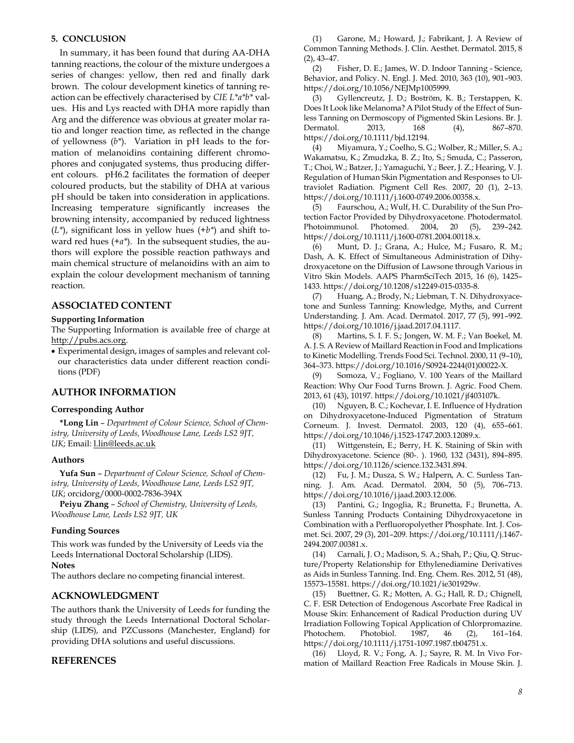## 5. CONCLUSION

In summary, it has been found that during AA-DHA tanning reactions, the colour of the mixture undergoes a series of changes: yellow, then red and finally dark brown. The colour development kinetics of tanning reaction can be effectively characterised by *CIE L\*a\*b\** values. His and Lys reacted with DHA more rapidly than Arg and the difference was obvious at greater molar ratio and longer reaction time, as reflected in the change of yellowness (*b\**). Variation in pH leads to the formation of melanoidins containing different chromophores and conjugated systems, thus producing different colours. pH6.2 facilitates the formation of deeper coloured products, but the stability of DHA at various pH should be taken into consideration in applications. Increasing temperature significantly increases the browning intensity, accompanied by reduced lightness (*L\**), significant loss in yellow hues (+*b\**) and shift toward red hues (+*a\**). In the subsequent studies, the authors will explore the possible reaction pathways and main chemical structure of melanoidins with an aim to explain the colour development mechanism of tanning reaction.

## ASSOCIATED CONTENT

### Supporting Information

The Supporting Information is available free of charge at http://pubs.acs.org.

- Experimental design, images of samples and relevant colour characteristics data under different reaction conditions (PDF)

## AUTHOR INFORMATION

### Corresponding Author

**\*Long Lin** – *Department of Colour Science, School of Chemistry, University of Leeds, Woodhouse Lane, Leeds LS2 9JT, UK*; Email: l.lin@leeds.ac.uk

### Authors

**Yufa Sun** – *Department of Colour Science, School of Chemistry, University of Leeds, Woodhouse Lane, Leeds LS2 9JT, UK*; orcidorg/0000-0002-7836-394X

**Peiyu Zhang** – *School of Chemistry, University of Leeds, Woodhouse Lane, Leeds LS2 9JT, UK*

### Funding Sources

This work was funded by the University of Leeds via the Leeds International Doctoral Scholarship (LIDS).

### Notes

The authors declare no competing financial interest.

## ACKNOWLEDGMENT

The authors thank the University of Leeds for funding the study through the Leeds International Doctoral Scholarship (LIDS), and PZCussons (Manchester, England) for providing DHA solutions and useful discussions.

## REFERENCES

(1) Garone, M.; Howard, J.; Fabrikant, J. A Review of Common Tanning Methods. J. Clin. Aesthet. Dermatol. 2015, 8 (2), 43–47.

(2) Fisher, D. E.; James, W. D. Indoor Tanning - Science, Behavior, and Policy. N. Engl. J. Med. 2010, 363 (10), 901–903. https://doi.org/10.1056/NEJMp1005999.

(3) Gyllencreutz, J. D.; Boström, K. B.; Terstappen, K. Does It Look like Melanoma? A Pilot Study of the Effect of Sunless Tanning on Dermoscopy of Pigmented Skin Lesions. Br. J. Dermatol. 2013, 168 (4), 867–870. https://doi.org/10.1111/bjd.12194.

(4) Miyamura, Y.; Coelho, S. G.; Wolber, R.; Miller, S. A.; Wakamatsu, K.; Zmudzka, B. Z.; Ito, S.; Smuda, C.; Passeron, T.; Choi, W.; Batzer, J.; Yamaguchi, Y.; Beer, J. Z.; Hearing, V. J. Regulation of Human Skin Pigmentation and Responses to Ultraviolet Radiation. Pigment Cell Res. 2007, 20 (1), 2–13. https://doi.org/10.1111/j.1600-0749.2006.00358.x.

(5) Faurschou, A.; Wulf, H. C. Durability of the Sun Protection Factor Provided by Dihydroxyacetone. Photodermatol. Photoimmunol. Photomed. 2004, 20 (5), 239–242. https://doi.org/10.1111/j.1600-0781.2004.00118.x.

(6) Munt, D. J.; Grana, A.; Hulce, M.; Fusaro, R. M.; Dash, A. K. Effect of Simultaneous Administration of Dihydroxyacetone on the Diffusion of Lawsone through Various in Vitro Skin Models. AAPS PharmSciTech 2015, 16 (6), 1425–1433. https://doi.org/10.1208/s12249-015-0335-8.

(7) Huang, A.; Brody, N.; Liebman, T. N. Dihydroxyacetone and Sunless Tanning: Knowledge, Myths, and Current Understanding. J. Am. Acad. Dermatol. 2017, 77 (5), 991–992. https://doi.org/10.1016/j.jaad.2017.04.1117.

(8) Martins, S. I. F. S.; Jongen, W. M. F.; Van Boekel, M. A. J. S. A Review of Maillard Reaction in Food and Implications to Kinetic Modelling. Trends Food Sci. Technol. 2000, 11 (9–10), 364–373. https://doi.org/10.1016/S0924-2244(01)00022-X.

(9) Somoza, V.; Fogliano, V. 100 Years of the Maillard Reaction: Why Our Food Turns Brown. J. Agric. Food Chem. 2013, 61 (43), 10197. https://doi.org/10.1021/jf403107k.

(10) Nguyen, B. C.; Kochevar, I. E. Influence of Hydration on Dihydroxyacetone-Induced Pigmentation of Stratum Corneum. J. Invest. Dermatol. 2003, 120 (4), 655–661. https://doi.org/10.1046/j.1523-1747.2003.12089.x.

(11) Wittgenstein, E.; Berry, H. K. Staining of Skin with Dihydroxyacetone. Science (80-. ). 1960, 132 (3431), 894–895. https://doi.org/10.1126/science.132.3431.894.

(12) Fu, J. M.; Dusza, S. W.; Halpern, A. C. Sunless Tanning. J. Am. Acad. Dermatol. 2004, 50 (5), 706–713. https://doi.org/10.1016/j.jaad.2003.12.006.

(13) Pantini, G.; Ingoglia, R.; Brunetta, F.; Brunetta, A. Sunless Tanning Products Containing Dihydroxyacetone in Combination with a Perfluoropolyether Phosphate. Int. J. Cosmet. Sci. 2007, 29 (3), 201–209. https://doi.org/10.1111/j.1467-2494.2007.00381.x.

(14) Carnali, J. O.; Madison, S. A.; Shah, P.; Qiu, Q. Structure/Property Relationship for Ethylenediamine Derivatives as Aids in Sunless Tanning. Ind. Eng. Chem. Res. 2012, 51 (48), 15573–15581. https://doi.org/10.1021/ie301929w.

(15) Buettner, G. R.; Motten, A. G.; Hall, R. D.; Chignell, C. F. ESR Detection of Endogenous Ascorbate Free Radical in Mouse Skin: Enhancement of Radical Production during UV Irradiation Following Topical Application of Chlorpromazine. Photochem. Photobiol. 1987, 46 (2), 161–164. https://doi.org/10.1111/j.1751-1097.1987.tb04751.x.

(16) Lloyd, R. V.; Fong, A. J.; Sayre, R. M. In Vivo Formation of Maillard Reaction Free Radicals in Mouse Skin. J.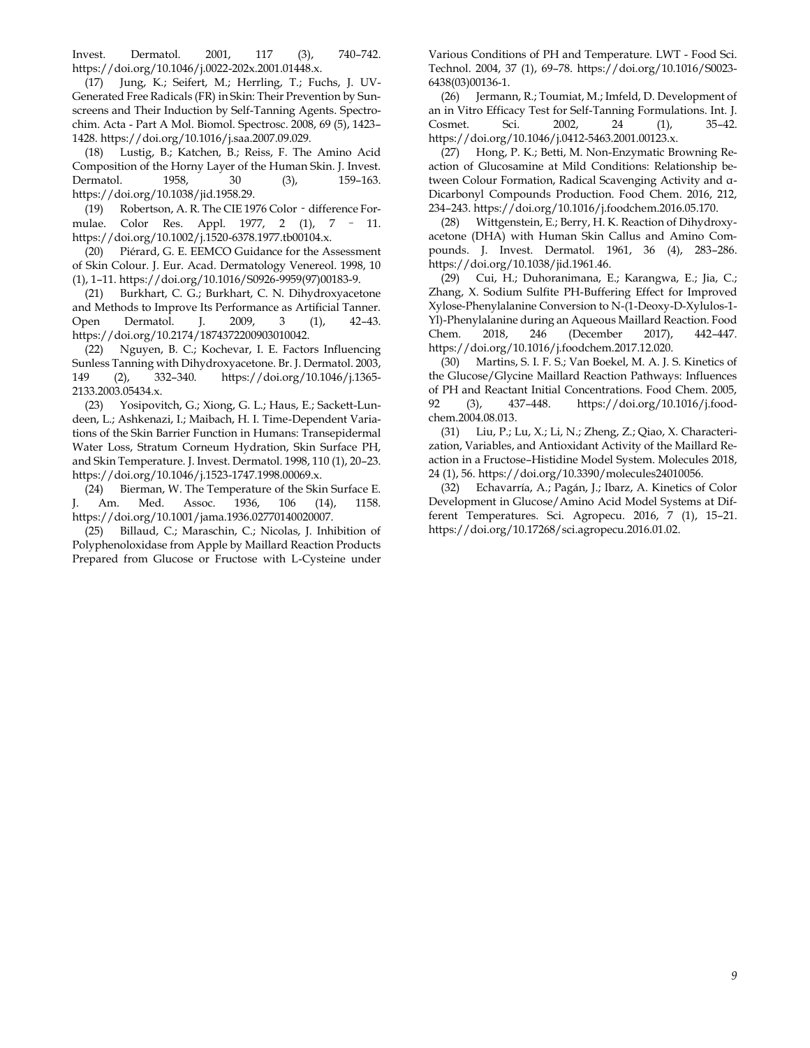Invest. Dermatol. 2001, 117 (3), 740–742. https://doi.org/10.1046/j.0022-202x.2001.01448.x.

(17) Jung, K.; Seifert, M.; Herrling, T.; Fuchs, J. UV-Generated Free Radicals (FR) in Skin: Their Prevention by Sunscreens and Their Induction by Self-Tanning Agents. Spectrochim. Acta - Part A Mol. Biomol. Spectrosc. 2008, 69 (5), 1423–1428. https://doi.org/10.1016/j.saa.2007.09.029.

(18) Lustig, B.; Katchen, B.; Reiss, F. The Amino Acid Composition of the Horny Layer of the Human Skin. J. Invest. Dermatol. 1958, 30 (3), 159–163. https://doi.org/10.1038/jid.1958.29.

(19) Robertson, A. R. The CIE 1976 Color‐difference Formulae. Color Res. Appl. 1977, 2 (1), 7–11. https://doi.org/10.1002/j.1520-6378.1977.tb00104.x.

(20) Piérard, G. E. EEMCO Guidance for the Assessment of Skin Colour. J. Eur. Acad. Dermatology Venereol. 1998, 10 (1), 1–11. https://doi.org/10.1016/S0926-9959(97)00183-9.

(21) Burkhart, C. G.; Burkhart, C. N. Dihydroxyacetone and Methods to Improve Its Performance as Artificial Tanner. Open Dermatol. J. 2009, 3 (1), 42–43. https://doi.org/10.2174/1874372200903010042.

(22) Nguyen, B. C.; Kochevar, I. E. Factors Influencing Sunless Tanning with Dihydroxyacetone. Br. J. Dermatol. 2003, 149 (2), 332–340. https://doi.org/10.1046/j.1365-2133.2003.05434.x.

(23) Yosipovitch, G.; Xiong, G. L.; Haus, E.; Sackett-Lundeen, L.; Ashkenazi, I.; Maibach, H. I. Time-Dependent Variations of the Skin Barrier Function in Humans: Transepidermal Water Loss, Stratum Corneum Hydration, Skin Surface PH, and Skin Temperature. J. Invest. Dermatol. 1998, 110 (1), 20–23. https://doi.org/10.1046/j.1523-1747.1998.00069.x.

(24) Bierman, W. The Temperature of the Skin Surface E. J. Am. Med. Assoc. 1936, 106 (14), 1158. https://doi.org/10.1001/jama.1936.02770140020007.

(25) Billaud, C.; Maraschin, C.; Nicolas, J. Inhibition of Polyphenoloxidase from Apple by Maillard Reaction Products Prepared from Glucose or Fructose with L-Cysteine under Various Conditions of PH and Temperature. LWT - Food Sci. Technol. 2004, 37 (1), 69–78. https://doi.org/10.1016/S0023-6438(03)00136-1.

(26) Jermann, R.; Toumiat, M.; Imfeld, D. Development of an in Vitro Efficacy Test for Self-Tanning Formulations. Int. J. Cosmet. Sci. 2002, 24 (1), 35–42. https://doi.org/10.1046/j.0412-5463.2001.00123.x.

(27) Hong, P. K.; Betti, M. Non-Enzymatic Browning Reaction of Glucosamine at Mild Conditions: Relationship between Colour Formation, Radical Scavenging Activity and α-Dicarbonyl Compounds Production. Food Chem. 2016, 212, 234–243. https://doi.org/10.1016/j.foodchem.2016.05.170.

(28) Wittgenstein, E.; Berry, H. K. Reaction of Dihydroxyacetone (DHA) with Human Skin Callus and Amino Compounds. J. Invest. Dermatol. 1961, 36 (4), 283–286. https://doi.org/10.1038/jid.1961.46.

(29) Cui, H.; Duhoranimana, E.; Karangwa, E.; Jia, C.; Zhang, X. Sodium Sulfite PH-Buffering Effect for Improved Xylose-Phenylalanine Conversion to N-(1-Deoxy-D-Xylulos-1-Yl)-Phenylalanine during an Aqueous Maillard Reaction. Food Chem. 2018, 246 (December 2017), 442–447. https://doi.org/10.1016/j.foodchem.2017.12.020.

(30) Martins, S. I. F. S.; Van Boekel, M. A. J. S. Kinetics of the Glucose/Glycine Maillard Reaction Pathways: Influences of PH and Reactant Initial Concentrations. Food Chem. 2005, 92 (3), 437–448. https://doi.org/10.1016/j.foodchem.2004.08.013.

(31) Liu, P.; Lu, X.; Li, N.; Zheng, Z.; Qiao, X. Characterization, Variables, and Antioxidant Activity of the Maillard Reaction in a Fructose–Histidine Model System. Molecules 2018, 24 (1), 56. https://doi.org/10.3390/molecules24010056.

(32) Echavarría, A.; Pagán, J.; Ibarz, A. Kinetics of Color Development in Glucose/Amino Acid Model Systems at Different Temperatures. Sci. Agropecu. 2016, 7 (1), 15–21. https://doi.org/10.17268/sci.agropecu.2016.01.02.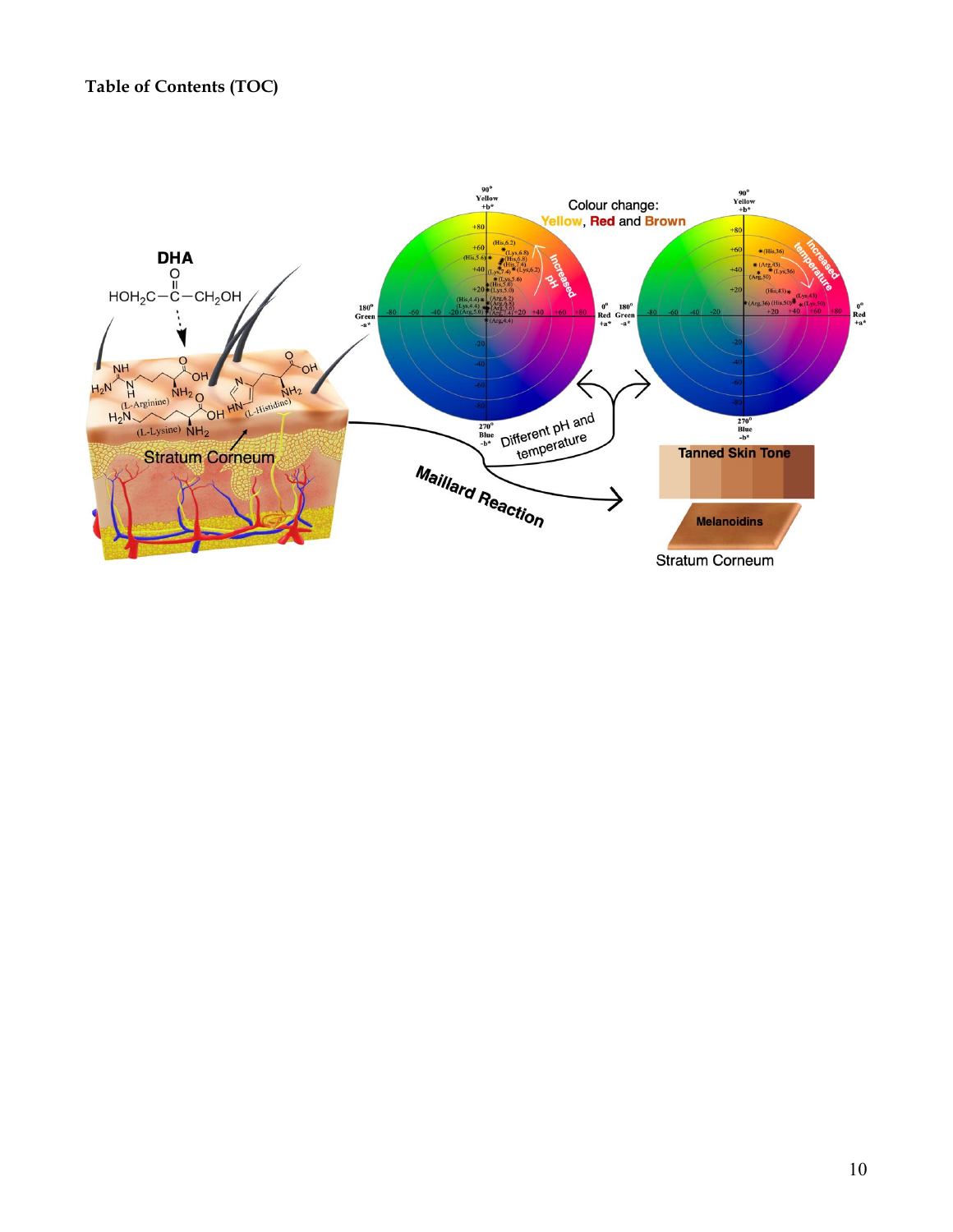**Table of Contents (TOC)**

DHA

$HOH_2C-C(=O)-CH_2OH$

(L-Arginine)

(L-Lysine)

(L-Histidine)

Stratum Corneum

Maillard Reaction

Different pH and temperature

Colour change: Yellow, Red and Brown

Increased pH

Increased temperature

90° Yellow +b*

180° Green -a*

0° Red +a*

270° Blue -b*

(His,6.2) (Lys,6.8) (His,5.6) (His,6.8) (His,7.4) (Lys,7.4) (Lys,6.2) (Lys,5.6) (His,5.0) (Lys,5.0) (His,4.4) (Arg,6.2) (Lys,4.4) (Arg,6.8) (Arg,5.6) (Arg,5.0) (Arg,7.4) (Arg,4.4)

(His,36) (Arg,43) (Lys,36) (Arg,50) (His,43) (Lys,43) (Arg,36) (His,50) (Lys,50)

+80 +60 +40 +20 -20 -40 -60 -80

-80 -60 -40 -20 +20 +40 +60 +80

Tanned Skin Tone

Melanoidins

Stratum Corneum